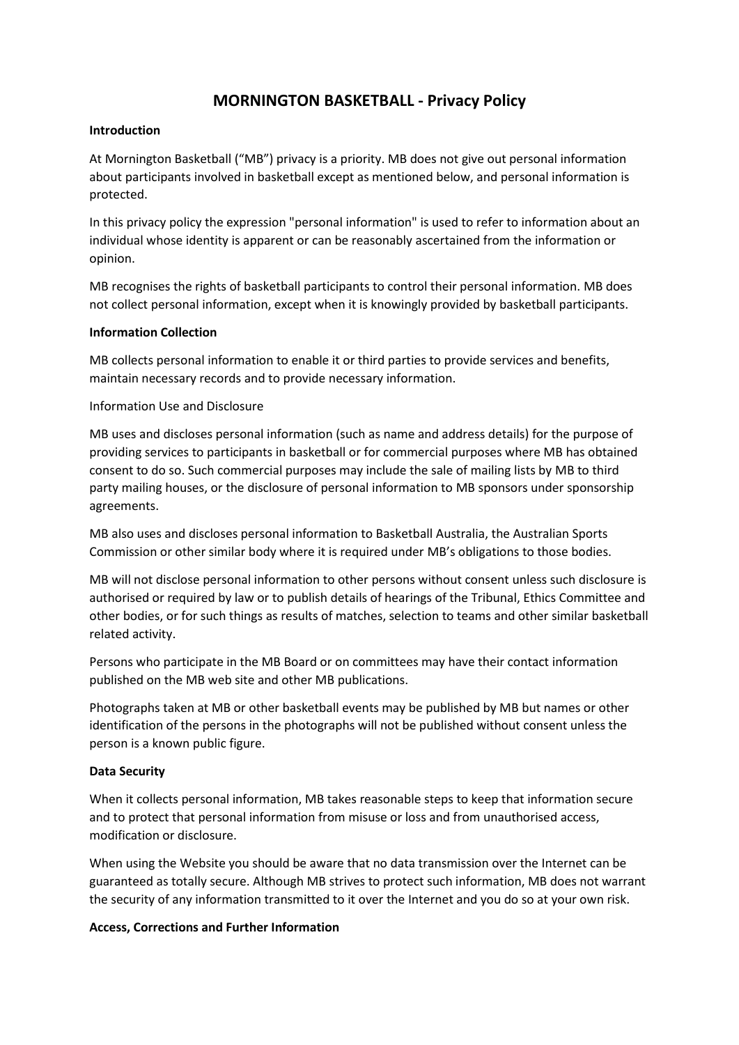# MORNINGTON BASKETBALL - Privacy Policy

**Introduction**

At Mornington Basketball ("MB") privacy is a priority. MB does not give out personal information about participants involved in basketball except as mentioned below, and personal information is protected.

In this privacy policy the expression "personal information" is used to refer to information about an individual whose identity is apparent or can be reasonably ascertained from the information or opinion.

MB recognises the rights of basketball participants to control their personal information. MB does not collect personal information, except when it is knowingly provided by basketball participants.

**Information Collection**

MB collects personal information to enable it or third parties to provide services and benefits, maintain necessary records and to provide necessary information.

Information Use and Disclosure

MB uses and discloses personal information (such as name and address details) for the purpose of providing services to participants in basketball or for commercial purposes where MB has obtained consent to do so. Such commercial purposes may include the sale of mailing lists by MB to third party mailing houses, or the disclosure of personal information to MB sponsors under sponsorship agreements.

MB also uses and discloses personal information to Basketball Australia, the Australian Sports Commission or other similar body where it is required under MB's obligations to those bodies.

MB will not disclose personal information to other persons without consent unless such disclosure is authorised or required by law or to publish details of hearings of the Tribunal, Ethics Committee and other bodies, or for such things as results of matches, selection to teams and other similar basketball related activity.

Persons who participate in the MB Board or on committees may have their contact information published on the MB web site and other MB publications.

Photographs taken at MB or other basketball events may be published by MB but names or other identification of the persons in the photographs will not be published without consent unless the person is a known public figure.

**Data Security**

When it collects personal information, MB takes reasonable steps to keep that information secure and to protect that personal information from misuse or loss and from unauthorised access, modification or disclosure.

When using the Website you should be aware that no data transmission over the Internet can be guaranteed as totally secure. Although MB strives to protect such information, MB does not warrant the security of any information transmitted to it over the Internet and you do so at your own risk.

**Access, Corrections and Further Information**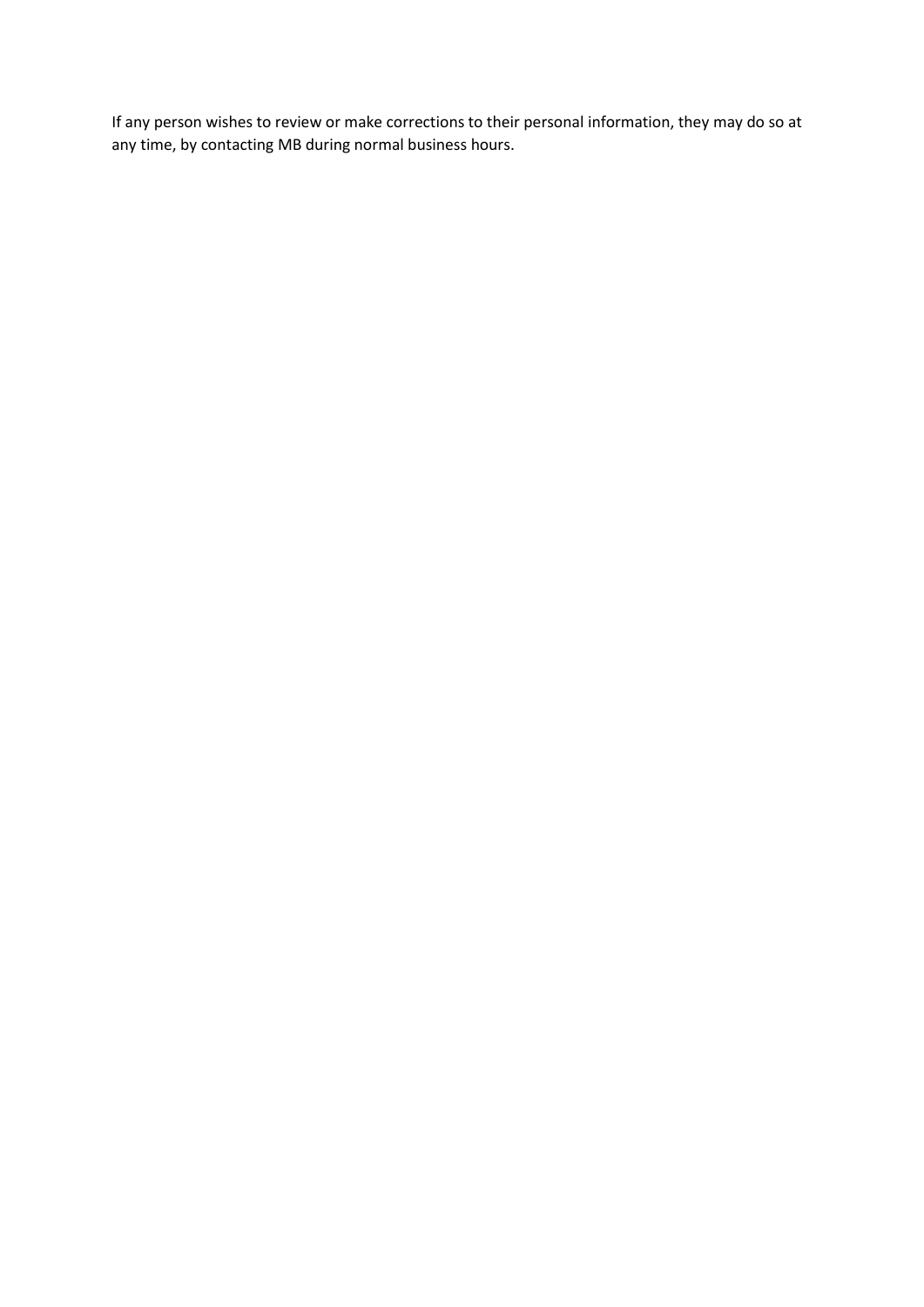If any person wishes to review or make corrections to their personal information, they may do so at any time, by contacting MB during normal business hours.